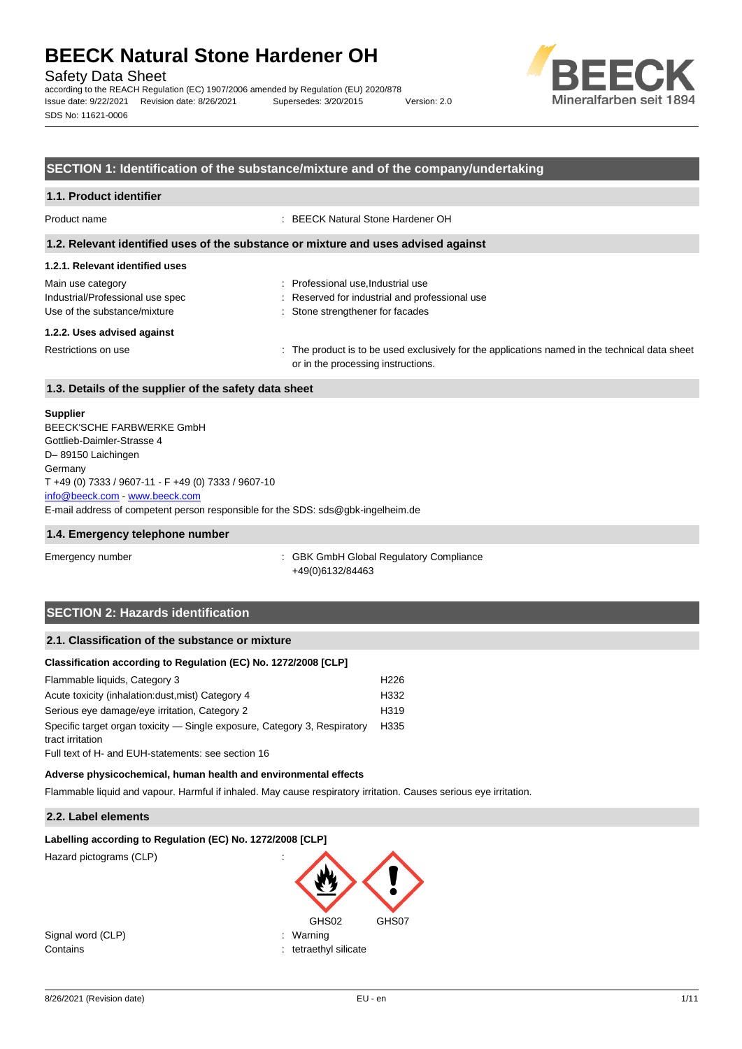# BEECK Natural Stone Hardener OH

Safety Data Sheet

according to the REACH Regulation (EC) 1907/2006 amended by Regulation (EU) 2020/878

Issue date: 9/22/2021 Revision date: 8/26/2021 Supersedes: 3/20/2015 Version: 2.0

SDS No: 11621-0006

## SECTION 1: Identification of the substance/mixture and of the company/undertaking

### 1.1. Product identifier

Product name : BEECK Natural Stone Hardener OH

### 1.2. Relevant identified uses of the substance or mixture and uses advised against

#### 1.2.1. Relevant identified uses

Main use category : Professional use,Industrial use

Industrial/Professional use spec : Reserved for industrial and professional use

Use of the substance/mixture : Stone strengthener for facades

#### 1.2.2. Uses advised against

Restrictions on use : The product is to be used exclusively for the applications named in the technical data sheet or in the processing instructions.

### 1.3. Details of the supplier of the safety data sheet

**Supplier**

BEECK'SCHE FARBWERKE GmbH
Gottlieb-Daimler-Strasse 4
D– 89150 Laichingen
Germany
T +49 (0) 7333 / 9607-11 - F +49 (0) 7333 / 9607-10
info@beeck.com - www.beeck.com
E-mail address of competent person responsible for the SDS: sds@gbk-ingelheim.de

### 1.4. Emergency telephone number

Emergency number : GBK GmbH Global Regulatory Compliance
+49(0)6132/84463

## SECTION 2: Hazards identification

### 2.1. Classification of the substance or mixture

**Classification according to Regulation (EC) No. 1272/2008 [CLP]**

| | |
|---|---|
| Flammable liquids, Category 3 | H226 |
| Acute toxicity (inhalation:dust,mist) Category 4 | H332 |
| Serious eye damage/eye irritation, Category 2 | H319 |
| Specific target organ toxicity — Single exposure, Category 3, Respiratory tract irritation | H335 |

Full text of H- and EUH-statements: see section 16

**Adverse physicochemical, human health and environmental effects**

Flammable liquid and vapour. Harmful if inhaled. May cause respiratory irritation. Causes serious eye irritation.

### 2.2. Label elements

**Labelling according to Regulation (EC) No. 1272/2008 [CLP]**

Hazard pictograms (CLP) :

GHS02 GHS07

Signal word (CLP) : Warning

Contains : tetraethyl silicate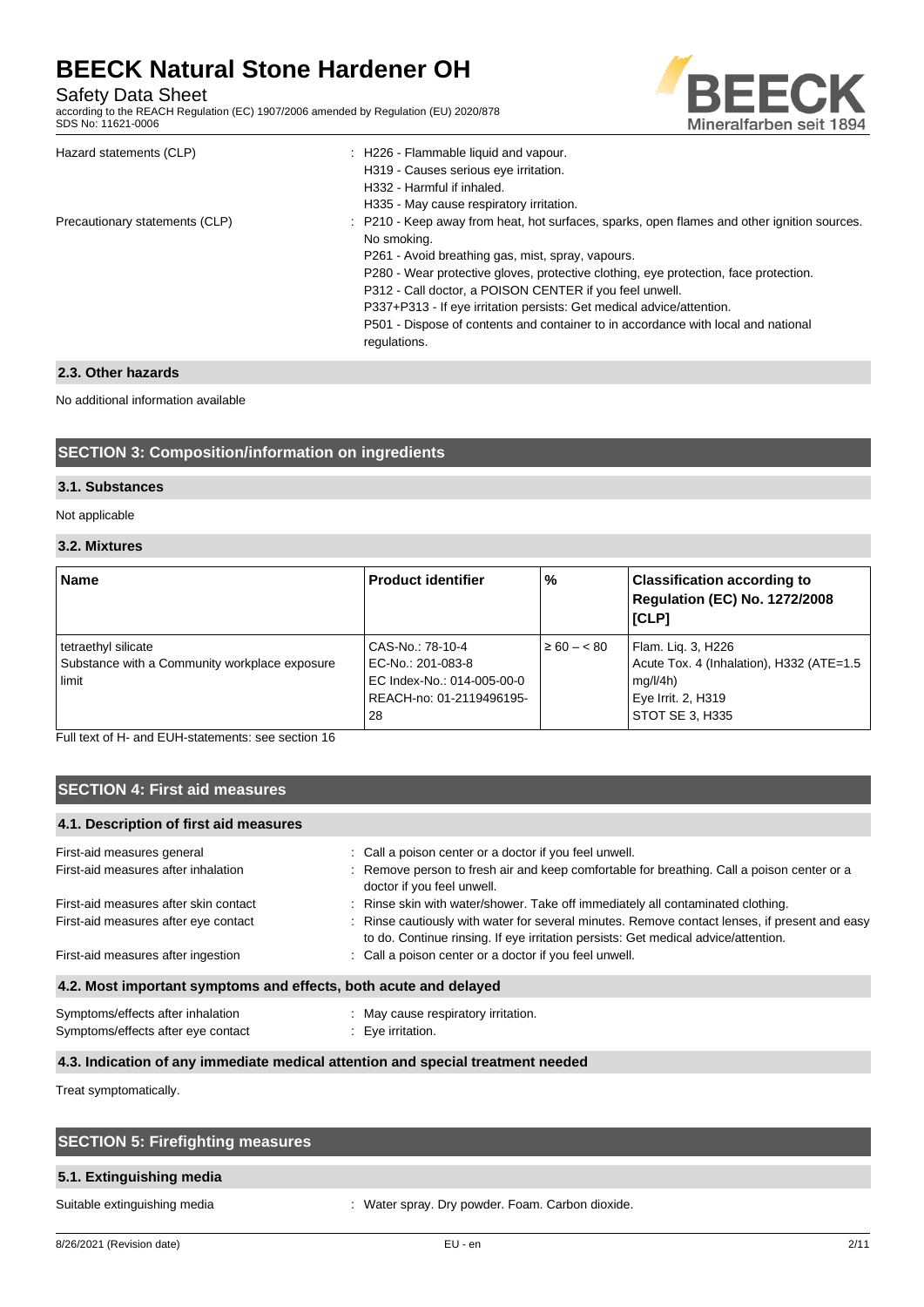| | |
|---|---|
| Hazard statements (CLP) | : H226 - Flammable liquid and vapour.<br>H319 - Causes serious eye irritation.<br>H332 - Harmful if inhaled.<br>H335 - May cause respiratory irritation. |
| Precautionary statements (CLP) | : P210 - Keep away from heat, hot surfaces, sparks, open flames and other ignition sources. No smoking.<br>P261 - Avoid breathing gas, mist, spray, vapours.<br>P280 - Wear protective gloves, protective clothing, eye protection, face protection.<br>P312 - Call doctor, a POISON CENTER if you feel unwell.<br>P337+P313 - If eye irritation persists: Get medical advice/attention.<br>P501 - Dispose of contents and container to in accordance with local and national regulations. |

### 2.3. Other hazards

No additional information available

## SECTION 3: Composition/information on ingredients

### 3.1. Substances

Not applicable

### 3.2. Mixtures

| Name | Product identifier | % | Classification according to Regulation (EC) No. 1272/2008 [CLP] |
|---|---|---|---|
| tetraethyl silicate<br>Substance with a Community workplace exposure limit | CAS-No.: 78-10-4<br>EC-No.: 201-083-8<br>EC Index-No.: 014-005-00-0<br>REACH-no: 01-2119496195-28 | ≥ 60 – < 80 | Flam. Liq. 3, H226<br>Acute Tox. 4 (Inhalation), H332 (ATE=1.5 mg/l/4h)<br>Eye Irrit. 2, H319<br>STOT SE 3, H335 |

Full text of H- and EUH-statements: see section 16

## SECTION 4: First aid measures

### 4.1. Description of first aid measures

| | |
|---|---|
| First-aid measures general | : Call a poison center or a doctor if you feel unwell. |
| First-aid measures after inhalation | : Remove person to fresh air and keep comfortable for breathing. Call a poison center or a doctor if you feel unwell. |
| First-aid measures after skin contact | : Rinse skin with water/shower. Take off immediately all contaminated clothing. |
| First-aid measures after eye contact | : Rinse cautiously with water for several minutes. Remove contact lenses, if present and easy to do. Continue rinsing. If eye irritation persists: Get medical advice/attention. |
| First-aid measures after ingestion | : Call a poison center or a doctor if you feel unwell. |

### 4.2. Most important symptoms and effects, both acute and delayed

| | |
|---|---|
| Symptoms/effects after inhalation | : May cause respiratory irritation. |
| Symptoms/effects after eye contact | : Eye irritation. |

### 4.3. Indication of any immediate medical attention and special treatment needed

Treat symptomatically.

## SECTION 5: Firefighting measures

### 5.1. Extinguishing media

| | |
|---|---|
| Suitable extinguishing media | : Water spray. Dry powder. Foam. Carbon dioxide. |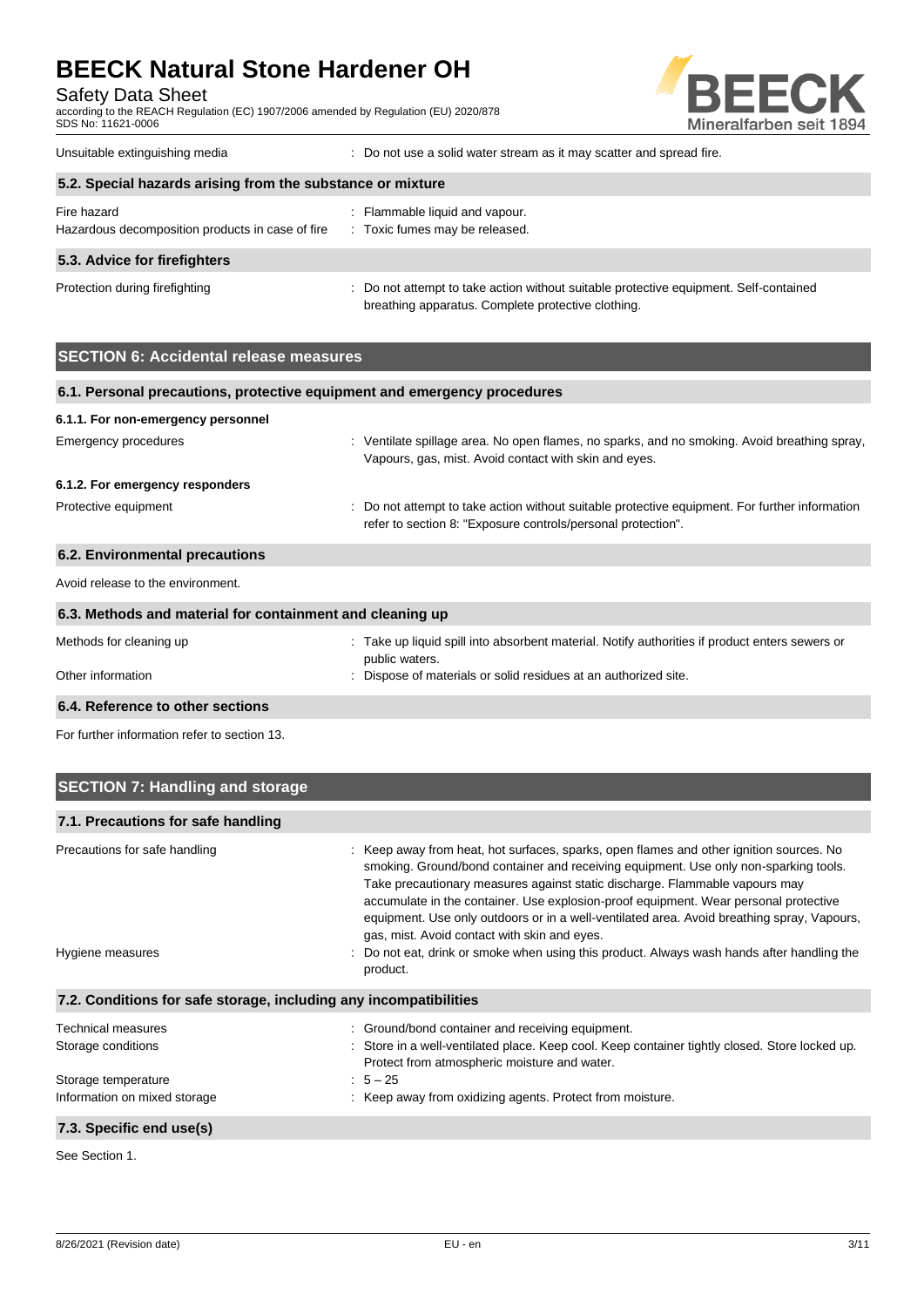| | |
|---|---|
| Unsuitable extinguishing media | : Do not use a solid water stream as it may scatter and spread fire. |

### 5.2. Special hazards arising from the substance or mixture

| | |
|---|---|
| Fire hazard | : Flammable liquid and vapour. |
| Hazardous decomposition products in case of fire | : Toxic fumes may be released. |

### 5.3. Advice for firefighters

| | |
|---|---|
| Protection during firefighting | : Do not attempt to take action without suitable protective equipment. Self-contained breathing apparatus. Complete protective clothing. |

## SECTION 6: Accidental release measures

### 6.1. Personal precautions, protective equipment and emergency procedures

#### 6.1.1. For non-emergency personnel

| | |
|---|---|
| Emergency procedures | : Ventilate spillage area. No open flames, no sparks, and no smoking. Avoid breathing spray, Vapours, gas, mist. Avoid contact with skin and eyes. |

#### 6.1.2. For emergency responders

| | |
|---|---|
| Protective equipment | : Do not attempt to take action without suitable protective equipment. For further information refer to section 8: "Exposure controls/personal protection". |

### 6.2. Environmental precautions

Avoid release to the environment.

### 6.3. Methods and material for containment and cleaning up

| | |
|---|---|
| Methods for cleaning up | : Take up liquid spill into absorbent material. Notify authorities if product enters sewers or public waters. |
| Other information | : Dispose of materials or solid residues at an authorized site. |

### 6.4. Reference to other sections

For further information refer to section 13.

## SECTION 7: Handling and storage

### 7.1. Precautions for safe handling

| | |
|---|---|
| Precautions for safe handling | : Keep away from heat, hot surfaces, sparks, open flames and other ignition sources. No smoking. Ground/bond container and receiving equipment. Use only non-sparking tools. Take precautionary measures against static discharge. Flammable vapours may accumulate in the container. Use explosion-proof equipment. Wear personal protective equipment. Use only outdoors or in a well-ventilated area. Avoid breathing spray, Vapours, gas, mist. Avoid contact with skin and eyes. |
| Hygiene measures | : Do not eat, drink or smoke when using this product. Always wash hands after handling the product. |

### 7.2. Conditions for safe storage, including any incompatibilities

| | |
|---|---|
| Technical measures | : Ground/bond container and receiving equipment. |
| Storage conditions | : Store in a well-ventilated place. Keep cool. Keep container tightly closed. Store locked up. Protect from atmospheric moisture and water. |
| Storage temperature | : 5 – 25 |
| Information on mixed storage | : Keep away from oxidizing agents. Protect from moisture. |

### 7.3. Specific end use(s)

See Section 1.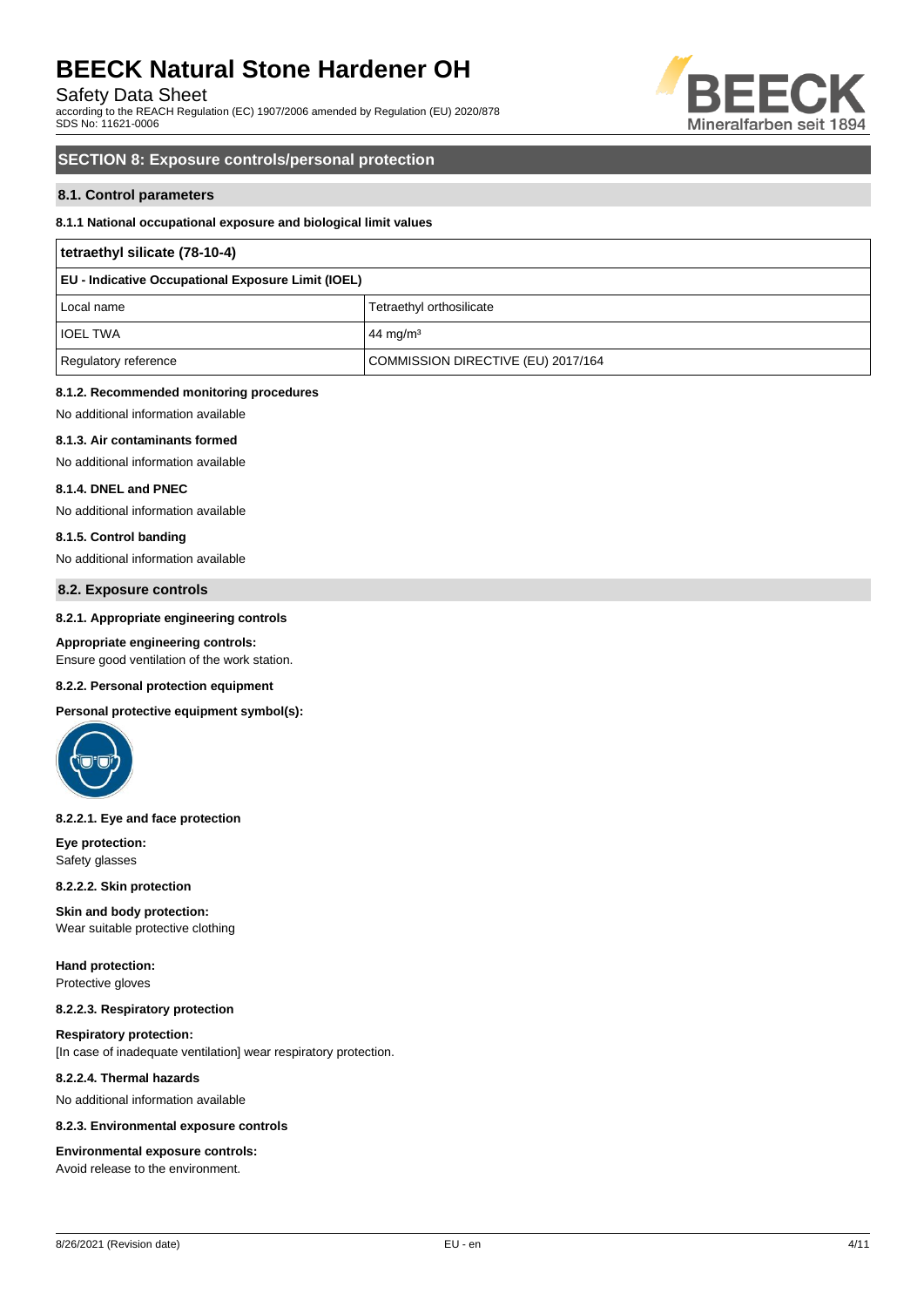## SECTION 8: Exposure controls/personal protection

### 8.1. Control parameters

#### 8.1.1 National occupational exposure and biological limit values

| tetraethyl silicate (78-10-4) | |
|---|---|
| **EU - Indicative Occupational Exposure Limit (IOEL)** | |
| Local name | Tetraethyl orthosilicate |
| IOEL TWA | 44 mg/m³ |
| Regulatory reference | COMMISSION DIRECTIVE (EU) 2017/164 |

#### 8.1.2. Recommended monitoring procedures

No additional information available

#### 8.1.3. Air contaminants formed

No additional information available

#### 8.1.4. DNEL and PNEC

No additional information available

#### 8.1.5. Control banding

No additional information available

### 8.2. Exposure controls

#### 8.2.1. Appropriate engineering controls

**Appropriate engineering controls:**
Ensure good ventilation of the work station.

#### 8.2.2. Personal protection equipment

**Personal protective equipment symbol(s):**

#### 8.2.2.1. Eye and face protection

**Eye protection:**
Safety glasses

#### 8.2.2.2. Skin protection

**Skin and body protection:**
Wear suitable protective clothing

**Hand protection:**
Protective gloves

#### 8.2.2.3. Respiratory protection

**Respiratory protection:**
[In case of inadequate ventilation] wear respiratory protection.

#### 8.2.2.4. Thermal hazards

No additional information available

#### 8.2.3. Environmental exposure controls

**Environmental exposure controls:**
Avoid release to the environment.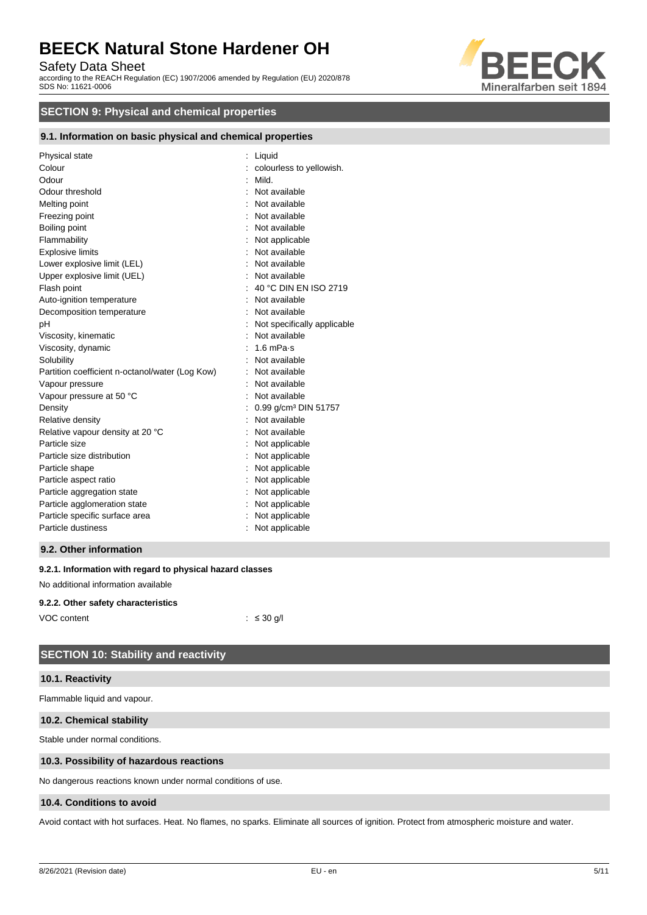## SECTION 9: Physical and chemical properties

### 9.1. Information on basic physical and chemical properties

| | |
|---|---|
| Physical state | : Liquid |
| Colour | : colourless to yellowish. |
| Odour | : Mild. |
| Odour threshold | : Not available |
| Melting point | : Not available |
| Freezing point | : Not available |
| Boiling point | : Not available |
| Flammability | : Not applicable |
| Explosive limits | : Not available |
| Lower explosive limit (LEL) | : Not available |
| Upper explosive limit (UEL) | : Not available |
| Flash point | : 40 °C DIN EN ISO 2719 |
| Auto-ignition temperature | : Not available |
| Decomposition temperature | : Not available |
| pH | : Not specifically applicable |
| Viscosity, kinematic | : Not available |
| Viscosity, dynamic | : 1.6 mPa·s |
| Solubility | : Not available |
| Partition coefficient n-octanol/water (Log Kow) | : Not available |
| Vapour pressure | : Not available |
| Vapour pressure at 50 °C | : Not available |
| Density | : 0.99 g/cm³ DIN 51757 |
| Relative density | : Not available |
| Relative vapour density at 20 °C | : Not available |
| Particle size | : Not applicable |
| Particle size distribution | : Not applicable |
| Particle shape | : Not applicable |
| Particle aspect ratio | : Not applicable |
| Particle aggregation state | : Not applicable |
| Particle agglomeration state | : Not applicable |
| Particle specific surface area | : Not applicable |
| Particle dustiness | : Not applicable |

### 9.2. Other information

#### 9.2.1. Information with regard to physical hazard classes

No additional information available

#### 9.2.2. Other safety characteristics

| | |
|---|---|
| VOC content | : ≤ 30 g/l |

## SECTION 10: Stability and reactivity

### 10.1. Reactivity

Flammable liquid and vapour.

### 10.2. Chemical stability

Stable under normal conditions.

### 10.3. Possibility of hazardous reactions

No dangerous reactions known under normal conditions of use.

### 10.4. Conditions to avoid

Avoid contact with hot surfaces. Heat. No flames, no sparks. Eliminate all sources of ignition. Protect from atmospheric moisture and water.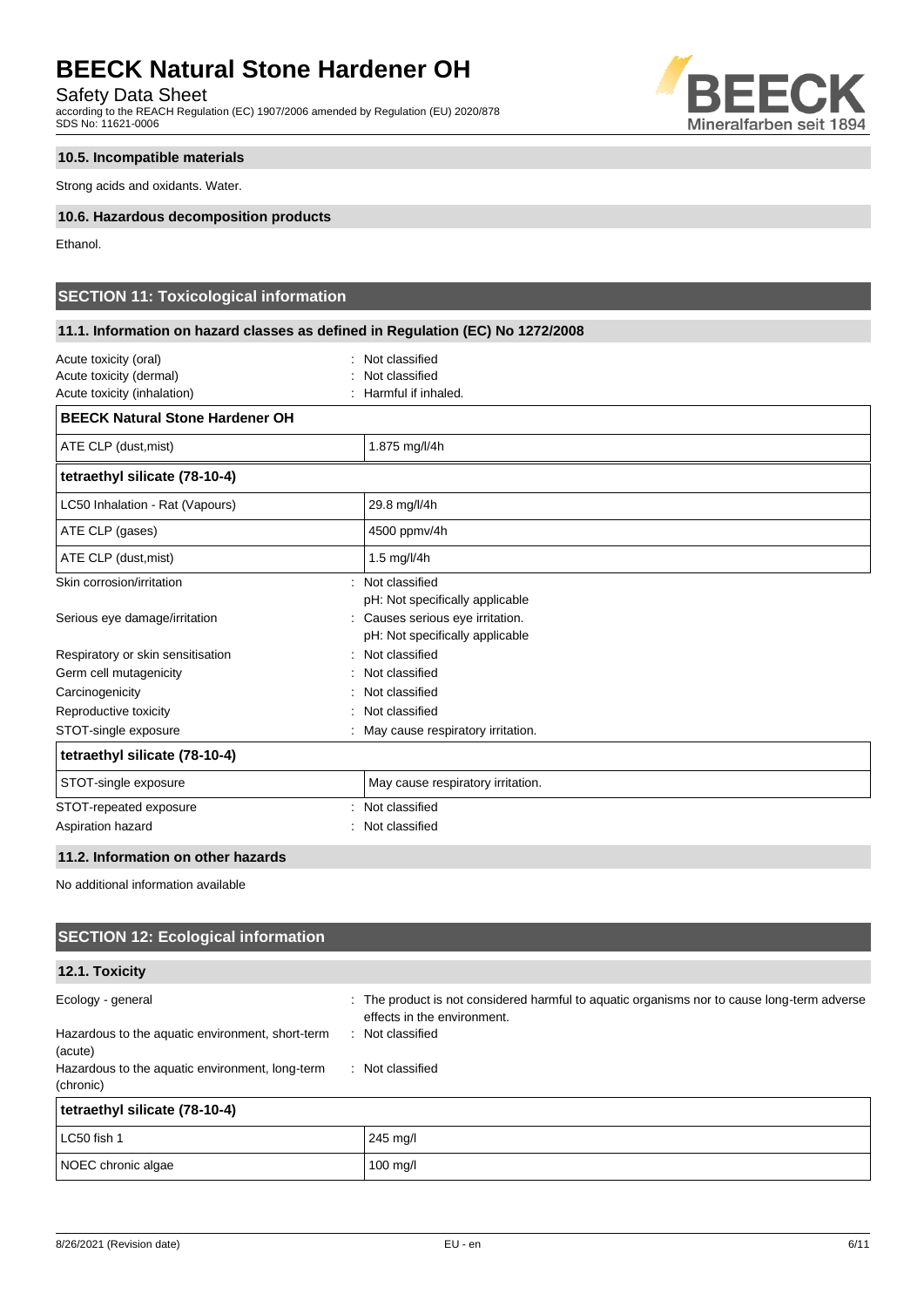### 10.5. Incompatible materials

Strong acids and oxidants. Water.

### 10.6. Hazardous decomposition products

Ethanol.

## SECTION 11: Toxicological information

### 11.1. Information on hazard classes as defined in Regulation (EC) No 1272/2008

Acute toxicity (oral) : Not classified
Acute toxicity (dermal) : Not classified
Acute toxicity (inhalation) : Harmful if inhaled.

| BEECK Natural Stone Hardener OH | |
|---|---|
| ATE CLP (dust,mist) | 1.875 mg/l/4h |

| tetraethyl silicate (78-10-4) | |
|---|---|
| LC50 Inhalation - Rat (Vapours) | 29.8 mg/l/4h |
| ATE CLP (gases) | 4500 ppmv/4h |
| ATE CLP (dust,mist) | 1.5 mg/l/4h |

Skin corrosion/irritation : Not classified
pH: Not specifically applicable

Serious eye damage/irritation : Causes serious eye irritation.
pH: Not specifically applicable

Respiratory or skin sensitisation : Not classified
Germ cell mutagenicity : Not classified
Carcinogenicity : Not classified
Reproductive toxicity : Not classified
STOT-single exposure : May cause respiratory irritation.

| tetraethyl silicate (78-10-4) | |
|---|---|
| STOT-single exposure | May cause respiratory irritation. |

STOT-repeated exposure : Not classified
Aspiration hazard : Not classified

### 11.2. Information on other hazards

No additional information available

## SECTION 12: Ecological information

### 12.1. Toxicity

Ecology - general : The product is not considered harmful to aquatic organisms nor to cause long-term adverse effects in the environment.
Hazardous to the aquatic environment, short-term (acute) : Not classified
Hazardous to the aquatic environment, long-term (chronic) : Not classified

| tetraethyl silicate (78-10-4) | |
|---|---|
| LC50 fish 1 | 245 mg/l |
| NOEC chronic algae | 100 mg/l |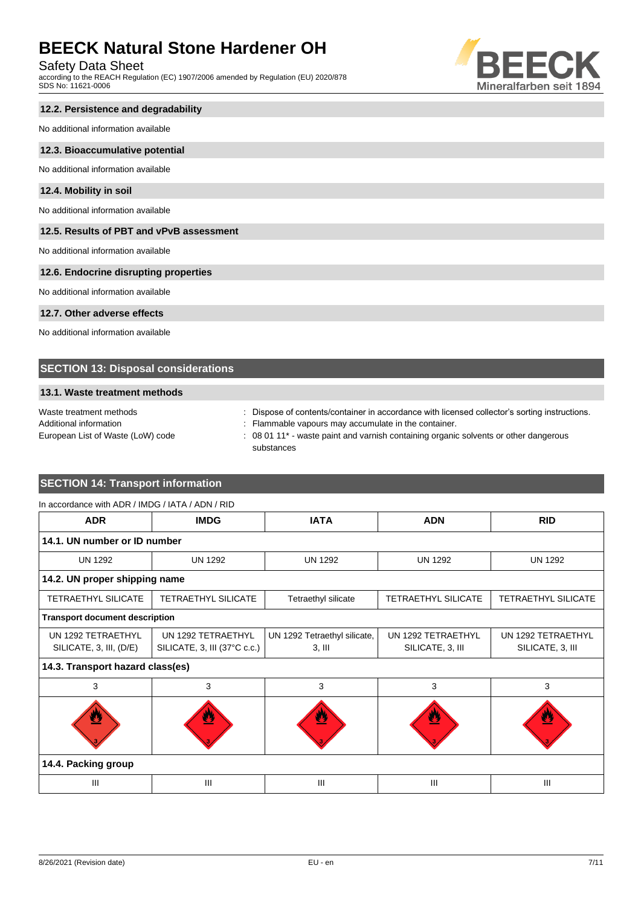### 12.2. Persistence and degradability

No additional information available

### 12.3. Bioaccumulative potential

No additional information available

### 12.4. Mobility in soil

No additional information available

### 12.5. Results of PBT and vPvB assessment

No additional information available

### 12.6. Endocrine disrupting properties

No additional information available

### 12.7. Other adverse effects

No additional information available

## SECTION 13: Disposal considerations

### 13.1. Waste treatment methods

Waste treatment methods : Dispose of contents/container in accordance with licensed collector's sorting instructions.

Additional information : Flammable vapours may accumulate in the container.

European List of Waste (LoW) code : 08 01 11* - waste paint and varnish containing organic solvents or other dangerous substances

## SECTION 14: Transport information

In accordance with ADR / IMDG / IATA / ADN / RID

| ADR | IMDG | IATA | ADN | RID |
|---|---|---|---|---|
| **14.1. UN number or ID number** | | | | |
| UN 1292 | UN 1292 | UN 1292 | UN 1292 | UN 1292 |
| **14.2. UN proper shipping name** | | | | |
| TETRAETHYL SILICATE | TETRAETHYL SILICATE | Tetraethyl silicate | TETRAETHYL SILICATE | TETRAETHYL SILICATE |
| **Transport document description** | | | | |
| UN 1292 TETRAETHYL SILICATE, 3, III, (D/E) | UN 1292 TETRAETHYL SILICATE, 3, III (37°C c.c.) | UN 1292 Tetraethyl silicate, 3, III | UN 1292 TETRAETHYL SILICATE, 3, III | UN 1292 TETRAETHYL SILICATE, 3, III |
| **14.3. Transport hazard class(es)** | | | | |
| 3 | 3 | 3 | 3 | 3 |
| **14.4. Packing group** | | | | |
| III | III | III | III | III |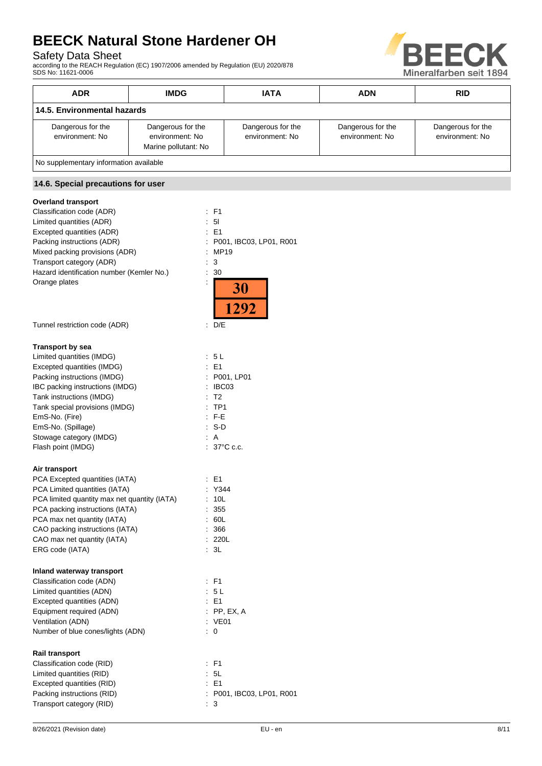| ADR | IMDG | IATA | ADN | RID |
|---|---|---|---|---|
| **14.5. Environmental hazards** | | | | |
| Dangerous for the environment: No | Dangerous for the environment: No<br>Marine pollutant: No | Dangerous for the environment: No | Dangerous for the environment: No | Dangerous for the environment: No |
| No supplementary information available | | | | |

## 14.6. Special precautions for user

**Overland transport**

Classification code (ADR) : F1
Limited quantities (ADR) : 5l
Excepted quantities (ADR) : E1
Packing instructions (ADR) : P001, IBC03, LP01, R001
Mixed packing provisions (ADR) : MP19
Transport category (ADR) : 3
Hazard identification number (Kemler No.) : 30
Orange plates : 30 / 1292
Tunnel restriction code (ADR) : D/E

**Transport by sea**

Limited quantities (IMDG) : 5 L
Excepted quantities (IMDG) : E1
Packing instructions (IMDG) : P001, LP01
IBC packing instructions (IMDG) : IBC03
Tank instructions (IMDG) : T2
Tank special provisions (IMDG) : TP1
EmS-No. (Fire) : F-E
EmS-No. (Spillage) : S-D
Stowage category (IMDG) : A
Flash point (IMDG) : 37°C c.c.

**Air transport**

PCA Excepted quantities (IATA) : E1
PCA Limited quantities (IATA) : Y344
PCA limited quantity max net quantity (IATA) : 10L
PCA packing instructions (IATA) : 355
PCA max net quantity (IATA) : 60L
CAO packing instructions (IATA) : 366
CAO max net quantity (IATA) : 220L
ERG code (IATA) : 3L

**Inland waterway transport**

Classification code (ADN) : F1
Limited quantities (ADN) : 5 L
Excepted quantities (ADN) : E1
Equipment required (ADN) : PP, EX, A
Ventilation (ADN) : VE01
Number of blue cones/lights (ADN) : 0

**Rail transport**

Classification code (RID) : F1
Limited quantities (RID) : 5L
Excepted quantities (RID) : E1
Packing instructions (RID) : P001, IBC03, LP01, R001
Transport category (RID) : 3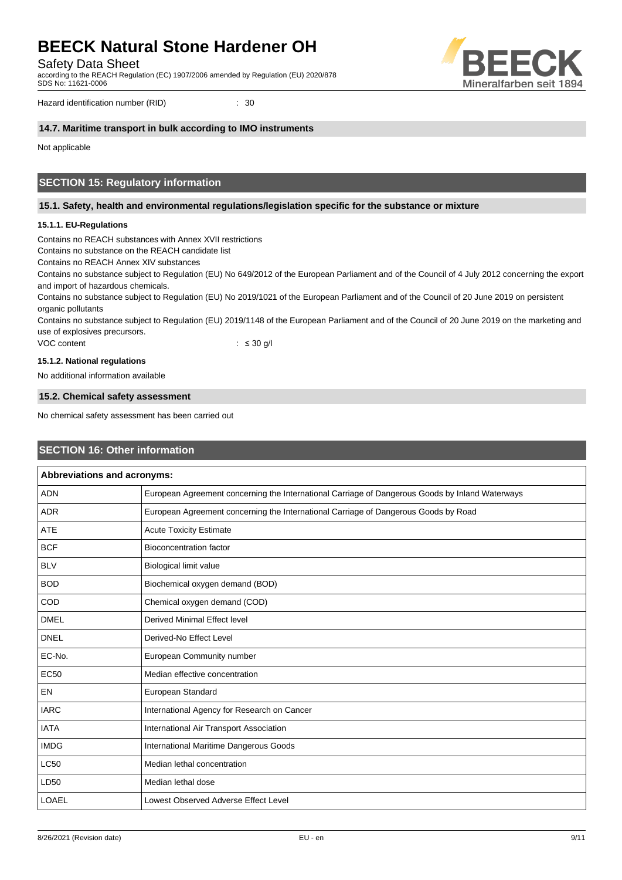Hazard identification number (RID) : 30

### 14.7. Maritime transport in bulk according to IMO instruments

Not applicable

## SECTION 15: Regulatory information

### 15.1. Safety, health and environmental regulations/legislation specific for the substance or mixture

#### 15.1.1. EU-Regulations

Contains no REACH substances with Annex XVII restrictions
Contains no substance on the REACH candidate list
Contains no REACH Annex XIV substances
Contains no substance subject to Regulation (EU) No 649/2012 of the European Parliament and of the Council of 4 July 2012 concerning the export and import of hazardous chemicals.
Contains no substance subject to Regulation (EU) No 2019/1021 of the European Parliament and of the Council of 20 June 2019 on persistent organic pollutants
Contains no substance subject to Regulation (EU) 2019/1148 of the European Parliament and of the Council of 20 June 2019 on the marketing and use of explosives precursors.

VOC content : ≤ 30 g/l

#### 15.1.2. National regulations

No additional information available

### 15.2. Chemical safety assessment

No chemical safety assessment has been carried out

## SECTION 16: Other information

| Abbreviations and acronyms: | |
|---|---|
| ADN | European Agreement concerning the International Carriage of Dangerous Goods by Inland Waterways |
| ADR | European Agreement concerning the International Carriage of Dangerous Goods by Road |
| ATE | Acute Toxicity Estimate |
| BCF | Bioconcentration factor |
| BLV | Biological limit value |
| BOD | Biochemical oxygen demand (BOD) |
| COD | Chemical oxygen demand (COD) |
| DMEL | Derived Minimal Effect level |
| DNEL | Derived-No Effect Level |
| EC-No. | European Community number |
| EC50 | Median effective concentration |
| EN | European Standard |
| IARC | International Agency for Research on Cancer |
| IATA | International Air Transport Association |
| IMDG | International Maritime Dangerous Goods |
| LC50 | Median lethal concentration |
| LD50 | Median lethal dose |
| LOAEL | Lowest Observed Adverse Effect Level |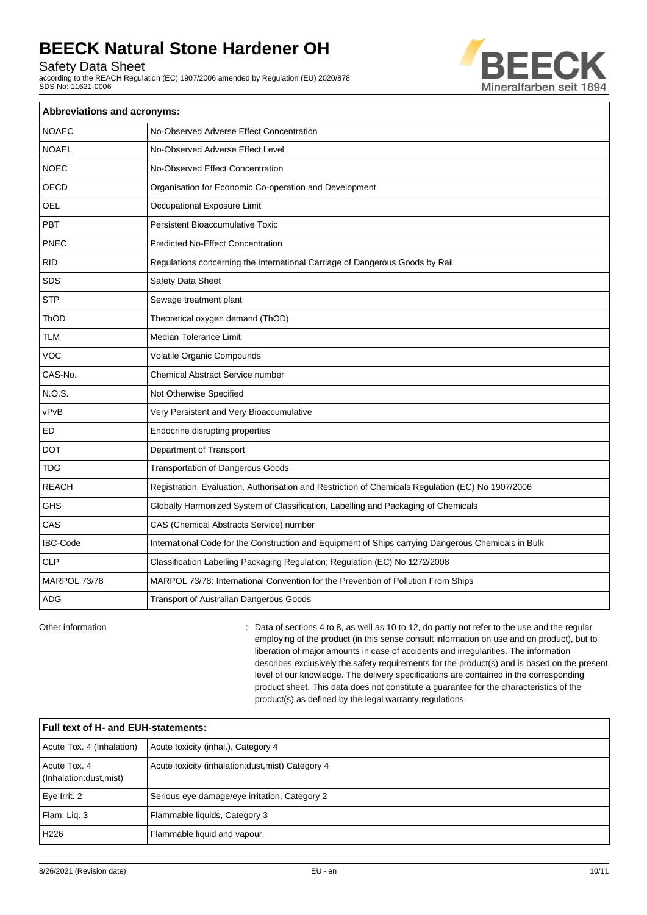| Abbreviations and acronyms: | |
|---|---|
| NOAEC | No-Observed Adverse Effect Concentration |
| NOAEL | No-Observed Adverse Effect Level |
| NOEC | No-Observed Effect Concentration |
| OECD | Organisation for Economic Co-operation and Development |
| OEL | Occupational Exposure Limit |
| PBT | Persistent Bioaccumulative Toxic |
| PNEC | Predicted No-Effect Concentration |
| RID | Regulations concerning the International Carriage of Dangerous Goods by Rail |
| SDS | Safety Data Sheet |
| STP | Sewage treatment plant |
| ThOD | Theoretical oxygen demand (ThOD) |
| TLM | Median Tolerance Limit |
| VOC | Volatile Organic Compounds |
| CAS-No. | Chemical Abstract Service number |
| N.O.S. | Not Otherwise Specified |
| vPvB | Very Persistent and Very Bioaccumulative |
| ED | Endocrine disrupting properties |
| DOT | Department of Transport |
| TDG | Transportation of Dangerous Goods |
| REACH | Registration, Evaluation, Authorisation and Restriction of Chemicals Regulation (EC) No 1907/2006 |
| GHS | Globally Harmonized System of Classification, Labelling and Packaging of Chemicals |
| CAS | CAS (Chemical Abstracts Service) number |
| IBC-Code | International Code for the Construction and Equipment of Ships carrying Dangerous Chemicals in Bulk |
| CLP | Classification Labelling Packaging Regulation; Regulation (EC) No 1272/2008 |
| MARPOL 73/78 | MARPOL 73/78: International Convention for the Prevention of Pollution From Ships |
| ADG | Transport of Australian Dangerous Goods |

Other information : Data of sections 4 to 8, as well as 10 to 12, do partly not refer to the use and the regular employing of the product (in this sense consult information on use and on product), but to liberation of major amounts in case of accidents and irregularities. The information describes exclusively the safety requirements for the product(s) and is based on the present level of our knowledge. The delivery specifications are contained in the corresponding product sheet. This data does not constitute a guarantee for the characteristics of the product(s) as defined by the legal warranty regulations.

| Full text of H- and EUH-statements: | |
|---|---|
| Acute Tox. 4 (Inhalation) | Acute toxicity (inhal.), Category 4 |
| Acute Tox. 4 (Inhalation:dust,mist) | Acute toxicity (inhalation:dust,mist) Category 4 |
| Eye Irrit. 2 | Serious eye damage/eye irritation, Category 2 |
| Flam. Liq. 3 | Flammable liquids, Category 3 |
| H226 | Flammable liquid and vapour. |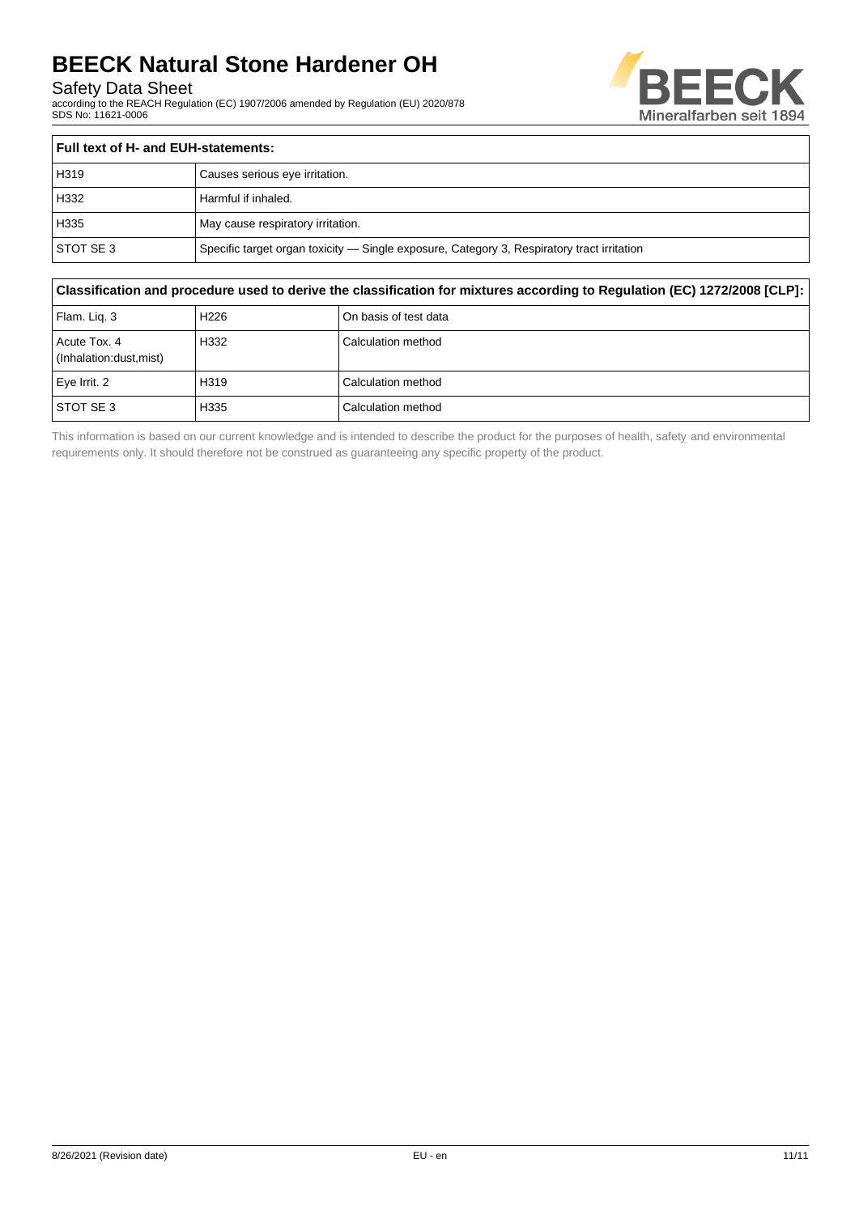| Full text of H- and EUH-statements: | |
| --- | --- |
| H319 | Causes serious eye irritation. |
| H332 | Harmful if inhaled. |
| H335 | May cause respiratory irritation. |
| STOT SE 3 | Specific target organ toxicity — Single exposure, Category 3, Respiratory tract irritation |

| Classification and procedure used to derive the classification for mixtures according to Regulation (EC) 1272/2008 [CLP]: | | |
| --- | --- | --- |
| Flam. Liq. 3 | H226 | On basis of test data |
| Acute Tox. 4 (Inhalation:dust,mist) | H332 | Calculation method |
| Eye Irrit. 2 | H319 | Calculation method |
| STOT SE 3 | H335 | Calculation method |

This information is based on our current knowledge and is intended to describe the product for the purposes of health, safety and environmental requirements only. It should therefore not be construed as guaranteeing any specific property of the product.